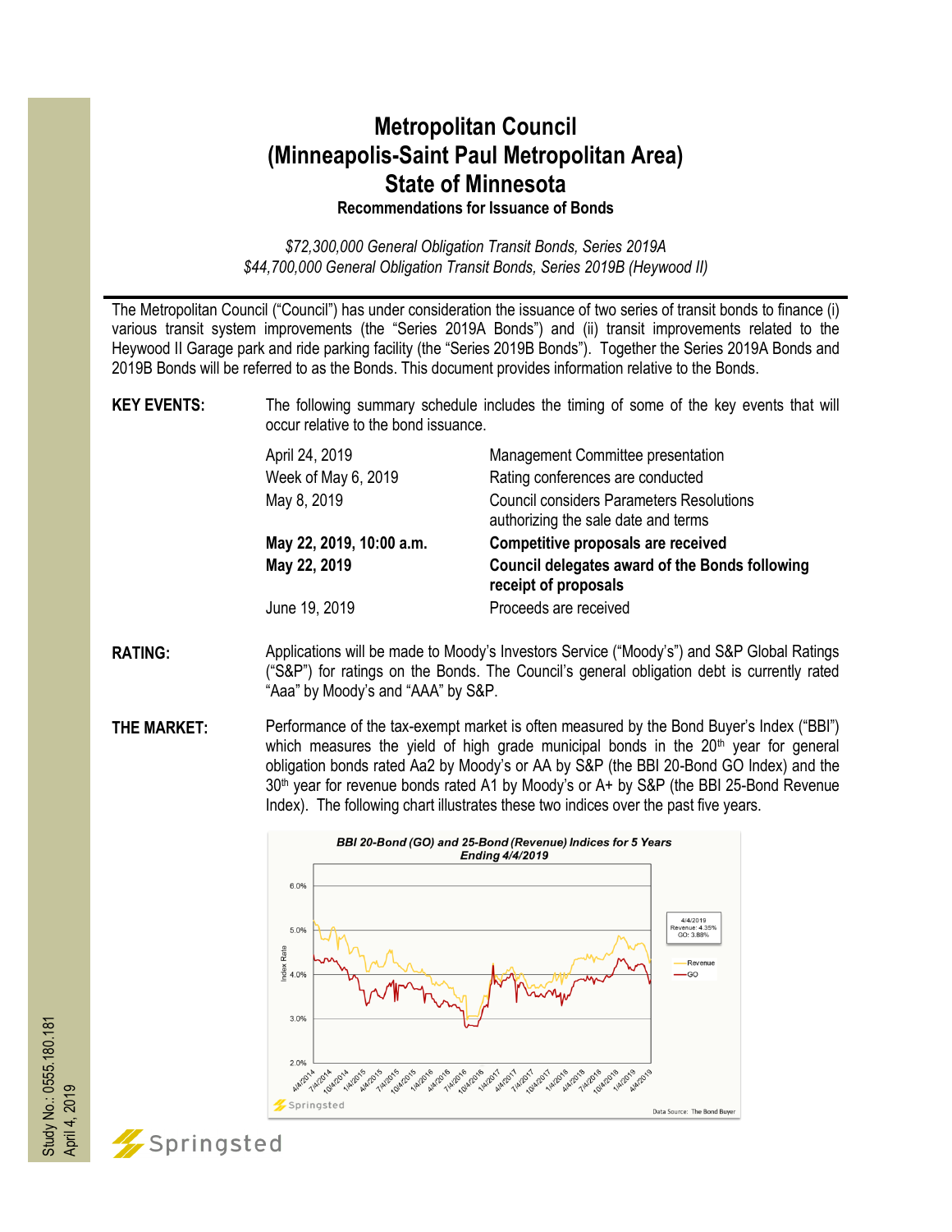# Metropolitan Council
# (Minneapolis-Saint Paul Metropolitan Area)
# State of Minnesota

**Recommendations for Issuance of Bonds**

*$72,300,000 General Obligation Transit Bonds, Series 2019A*
*$44,700,000 General Obligation Transit Bonds, Series 2019B (Heywood II)*

---

The Metropolitan Council ("Council") has under consideration the issuance of two series of transit bonds to finance (i) various transit system improvements (the "Series 2019A Bonds") and (ii) transit improvements related to the Heywood II Garage park and ride parking facility (the "Series 2019B Bonds"). Together the Series 2019A Bonds and 2019B Bonds will be referred to as the Bonds. This document provides information relative to the Bonds.

**KEY EVENTS:** The following summary schedule includes the timing of some of the key events that will occur relative to the bond issuance.

| | |
|---|---|
| April 24, 2019 | Management Committee presentation |
| Week of May 6, 2019 | Rating conferences are conducted |
| May 8, 2019 | Council considers Parameters Resolutions authorizing the sale date and terms |
| **May 22, 2019, 10:00 a.m.** | **Competitive proposals are received** |
| **May 22, 2019** | **Council delegates award of the Bonds following receipt of proposals** |
| June 19, 2019 | Proceeds are received |

**RATING:** Applications will be made to Moody's Investors Service ("Moody's") and S&P Global Ratings ("S&P") for ratings on the Bonds. The Council's general obligation debt is currently rated "Aaa" by Moody's and "AAA" by S&P.

**THE MARKET:** Performance of the tax-exempt market is often measured by the Bond Buyer's Index ("BBI") which measures the yield of high grade municipal bonds in the 20th year for general obligation bonds rated Aa2 by Moody's or AA by S&P (the BBI 20-Bond GO Index) and the 30th year for revenue bonds rated A1 by Moody's or A+ by S&P (the BBI 25-Bond Revenue Index). The following chart illustrates these two indices over the past five years.

**BBI 20-Bond (GO) and 25-Bond (Revenue) Indices for 5 Years Ending 4/4/2019**

4/4/2019 — Revenue: 4.35%, GO: 3.88%

Data Source: The Bond Buyer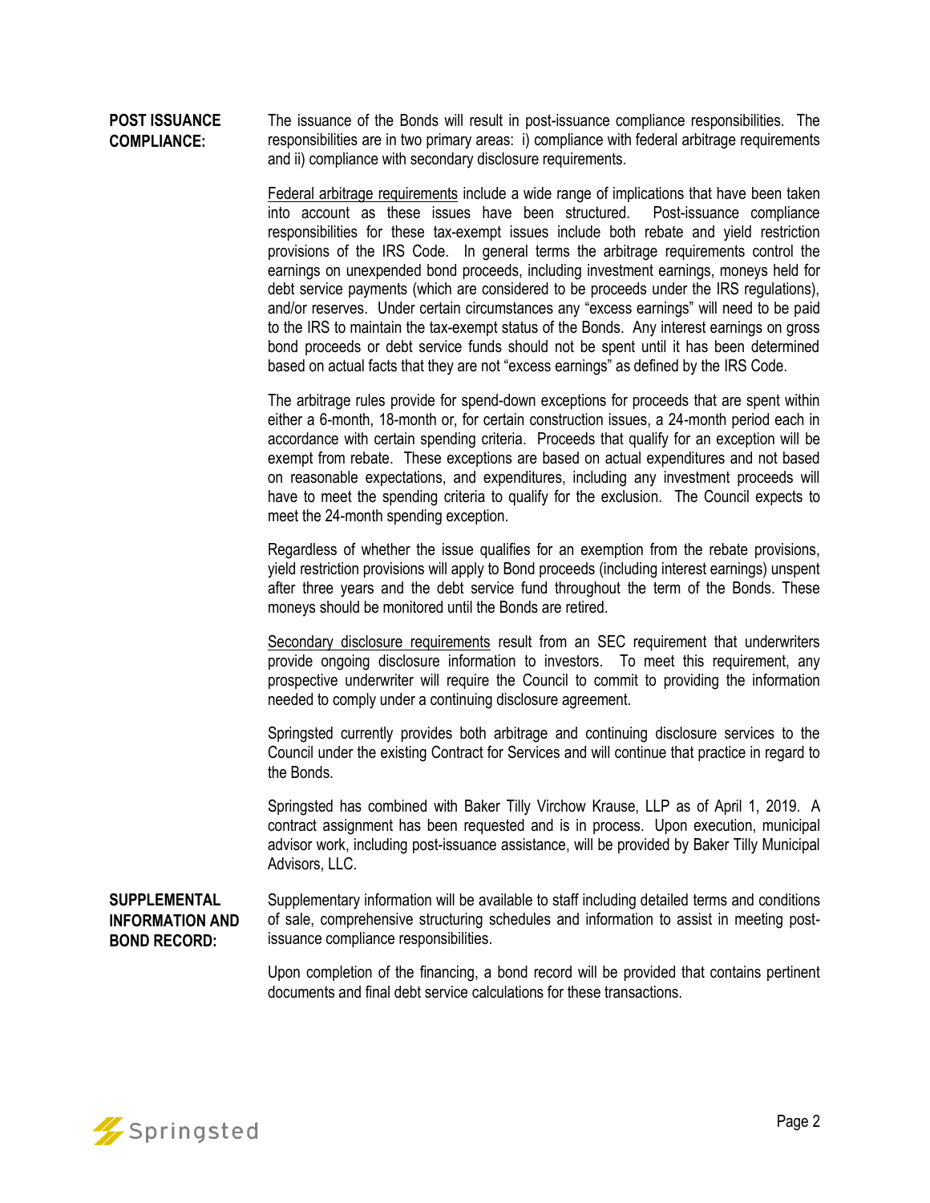**POST ISSUANCE COMPLIANCE:**

The issuance of the Bonds will result in post-issuance compliance responsibilities. The responsibilities are in two primary areas: i) compliance with federal arbitrage requirements and ii) compliance with secondary disclosure requirements.

Federal arbitrage requirements include a wide range of implications that have been taken into account as these issues have been structured. Post-issuance compliance responsibilities for these tax-exempt issues include both rebate and yield restriction provisions of the IRS Code. In general terms the arbitrage requirements control the earnings on unexpended bond proceeds, including investment earnings, moneys held for debt service payments (which are considered to be proceeds under the IRS regulations), and/or reserves. Under certain circumstances any "excess earnings" will need to be paid to the IRS to maintain the tax-exempt status of the Bonds. Any interest earnings on gross bond proceeds or debt service funds should not be spent until it has been determined based on actual facts that they are not "excess earnings" as defined by the IRS Code.

The arbitrage rules provide for spend-down exceptions for proceeds that are spent within either a 6-month, 18-month or, for certain construction issues, a 24-month period each in accordance with certain spending criteria. Proceeds that qualify for an exception will be exempt from rebate. These exceptions are based on actual expenditures and not based on reasonable expectations, and expenditures, including any investment proceeds will have to meet the spending criteria to qualify for the exclusion. The Council expects to meet the 24-month spending exception.

Regardless of whether the issue qualifies for an exemption from the rebate provisions, yield restriction provisions will apply to Bond proceeds (including interest earnings) unspent after three years and the debt service fund throughout the term of the Bonds. These moneys should be monitored until the Bonds are retired.

Secondary disclosure requirements result from an SEC requirement that underwriters provide ongoing disclosure information to investors. To meet this requirement, any prospective underwriter will require the Council to commit to providing the information needed to comply under a continuing disclosure agreement.

Springsted currently provides both arbitrage and continuing disclosure services to the Council under the existing Contract for Services and will continue that practice in regard to the Bonds.

Springsted has combined with Baker Tilly Virchow Krause, LLP as of April 1, 2019. A contract assignment has been requested and is in process. Upon execution, municipal advisor work, including post-issuance assistance, will be provided by Baker Tilly Municipal Advisors, LLC.

**SUPPLEMENTAL INFORMATION AND BOND RECORD:**

Supplementary information will be available to staff including detailed terms and conditions of sale, comprehensive structuring schedules and information to assist in meeting post-issuance compliance responsibilities.

Upon completion of the financing, a bond record will be provided that contains pertinent documents and final debt service calculations for these transactions.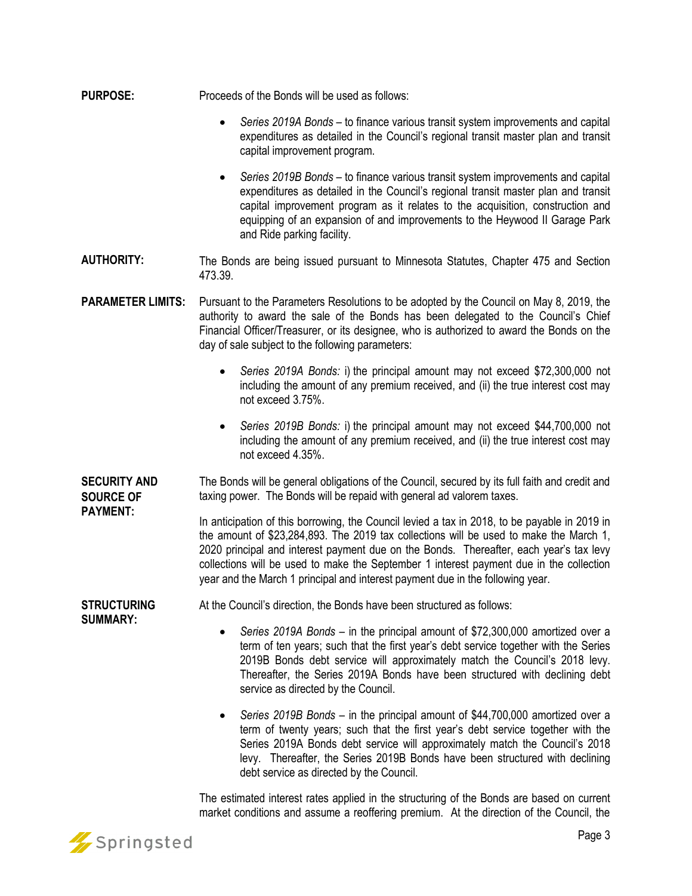**PURPOSE:** Proceeds of the Bonds will be used as follows:

- *Series 2019A Bonds* – to finance various transit system improvements and capital expenditures as detailed in the Council's regional transit master plan and transit capital improvement program.
- *Series 2019B Bonds* – to finance various transit system improvements and capital expenditures as detailed in the Council's regional transit master plan and transit capital improvement program as it relates to the acquisition, construction and equipping of an expansion of and improvements to the Heywood II Garage Park and Ride parking facility.

**AUTHORITY:** The Bonds are being issued pursuant to Minnesota Statutes, Chapter 475 and Section 473.39.

**PARAMETER LIMITS:** Pursuant to the Parameters Resolutions to be adopted by the Council on May 8, 2019, the authority to award the sale of the Bonds has been delegated to the Council's Chief Financial Officer/Treasurer, or its designee, who is authorized to award the Bonds on the day of sale subject to the following parameters:

- *Series 2019A Bonds:* i) the principal amount may not exceed $72,300,000 not including the amount of any premium received, and (ii) the true interest cost may not exceed 3.75%.
- *Series 2019B Bonds:* i) the principal amount may not exceed $44,700,000 not including the amount of any premium received, and (ii) the true interest cost may not exceed 4.35%.

**SECURITY AND SOURCE OF PAYMENT:** The Bonds will be general obligations of the Council, secured by its full faith and credit and taxing power. The Bonds will be repaid with general ad valorem taxes.

In anticipation of this borrowing, the Council levied a tax in 2018, to be payable in 2019 in the amount of $23,284,893. The 2019 tax collections will be used to make the March 1, 2020 principal and interest payment due on the Bonds. Thereafter, each year's tax levy collections will be used to make the September 1 interest payment due in the collection year and the March 1 principal and interest payment due in the following year.

**STRUCTURING SUMMARY:** At the Council's direction, the Bonds have been structured as follows:

- *Series 2019A Bonds* – in the principal amount of $72,300,000 amortized over a term of ten years; such that the first year's debt service together with the Series 2019B Bonds debt service will approximately match the Council's 2018 levy. Thereafter, the Series 2019A Bonds have been structured with declining debt service as directed by the Council.
- *Series 2019B Bonds* – in the principal amount of $44,700,000 amortized over a term of twenty years; such that the first year's debt service together with the Series 2019A Bonds debt service will approximately match the Council's 2018 levy. Thereafter, the Series 2019B Bonds have been structured with declining debt service as directed by the Council.

The estimated interest rates applied in the structuring of the Bonds are based on current market conditions and assume a reoffering premium. At the direction of the Council, the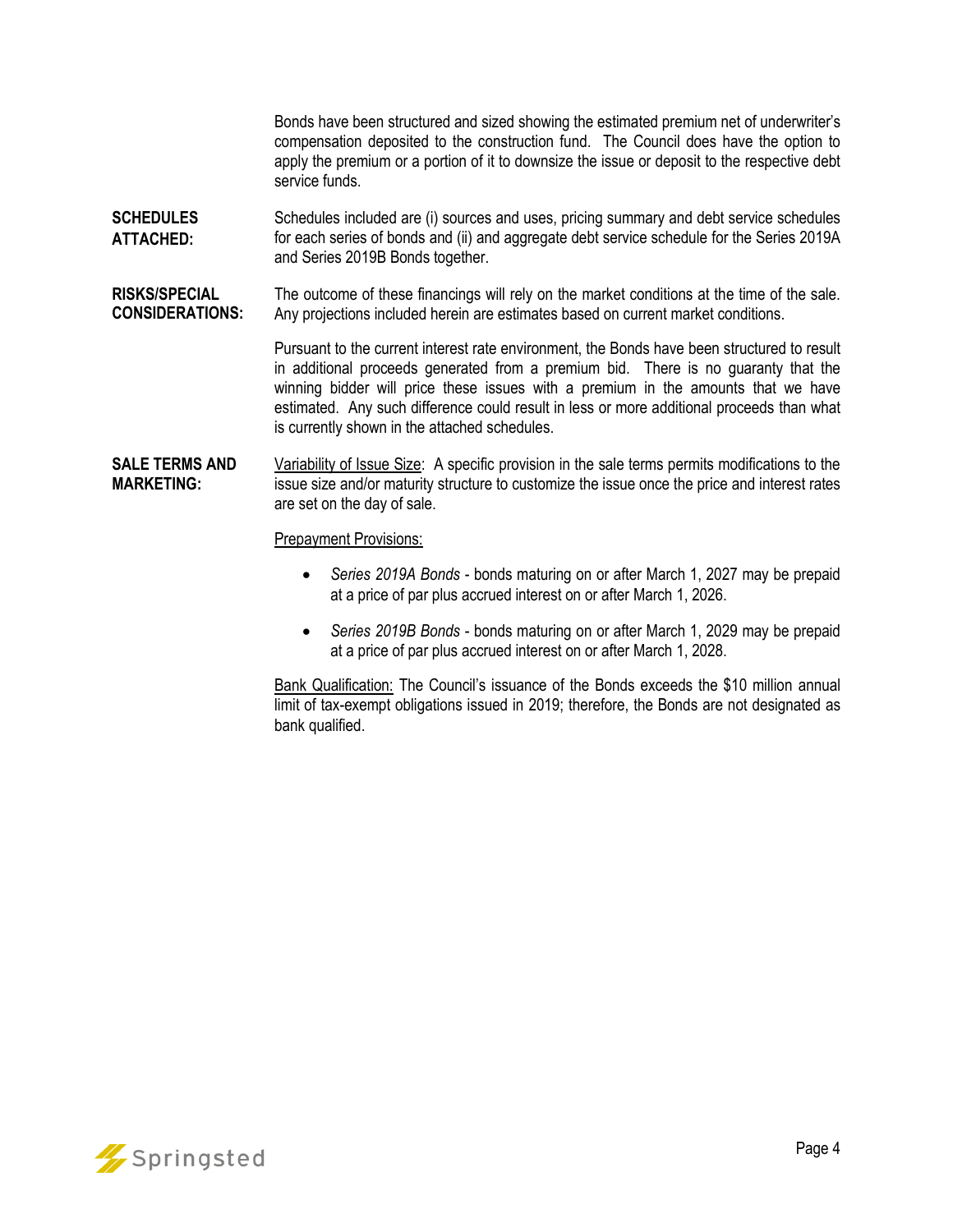Bonds have been structured and sized showing the estimated premium net of underwriter's compensation deposited to the construction fund. The Council does have the option to apply the premium or a portion of it to downsize the issue or deposit to the respective debt service funds.

**SCHEDULES ATTACHED:** Schedules included are (i) sources and uses, pricing summary and debt service schedules for each series of bonds and (ii) and aggregate debt service schedule for the Series 2019A and Series 2019B Bonds together.

**RISKS/SPECIAL CONSIDERATIONS:** The outcome of these financings will rely on the market conditions at the time of the sale. Any projections included herein are estimates based on current market conditions.

Pursuant to the current interest rate environment, the Bonds have been structured to result in additional proceeds generated from a premium bid. There is no guaranty that the winning bidder will price these issues with a premium in the amounts that we have estimated. Any such difference could result in less or more additional proceeds than what is currently shown in the attached schedules.

**SALE TERMS AND MARKETING:** Variability of Issue Size: A specific provision in the sale terms permits modifications to the issue size and/or maturity structure to customize the issue once the price and interest rates are set on the day of sale.

Prepayment Provisions:

- *Series 2019A Bonds* - bonds maturing on or after March 1, 2027 may be prepaid at a price of par plus accrued interest on or after March 1, 2026.
- *Series 2019B Bonds* - bonds maturing on or after March 1, 2029 may be prepaid at a price of par plus accrued interest on or after March 1, 2028.

Bank Qualification: The Council's issuance of the Bonds exceeds the $10 million annual limit of tax-exempt obligations issued in 2019; therefore, the Bonds are not designated as bank qualified.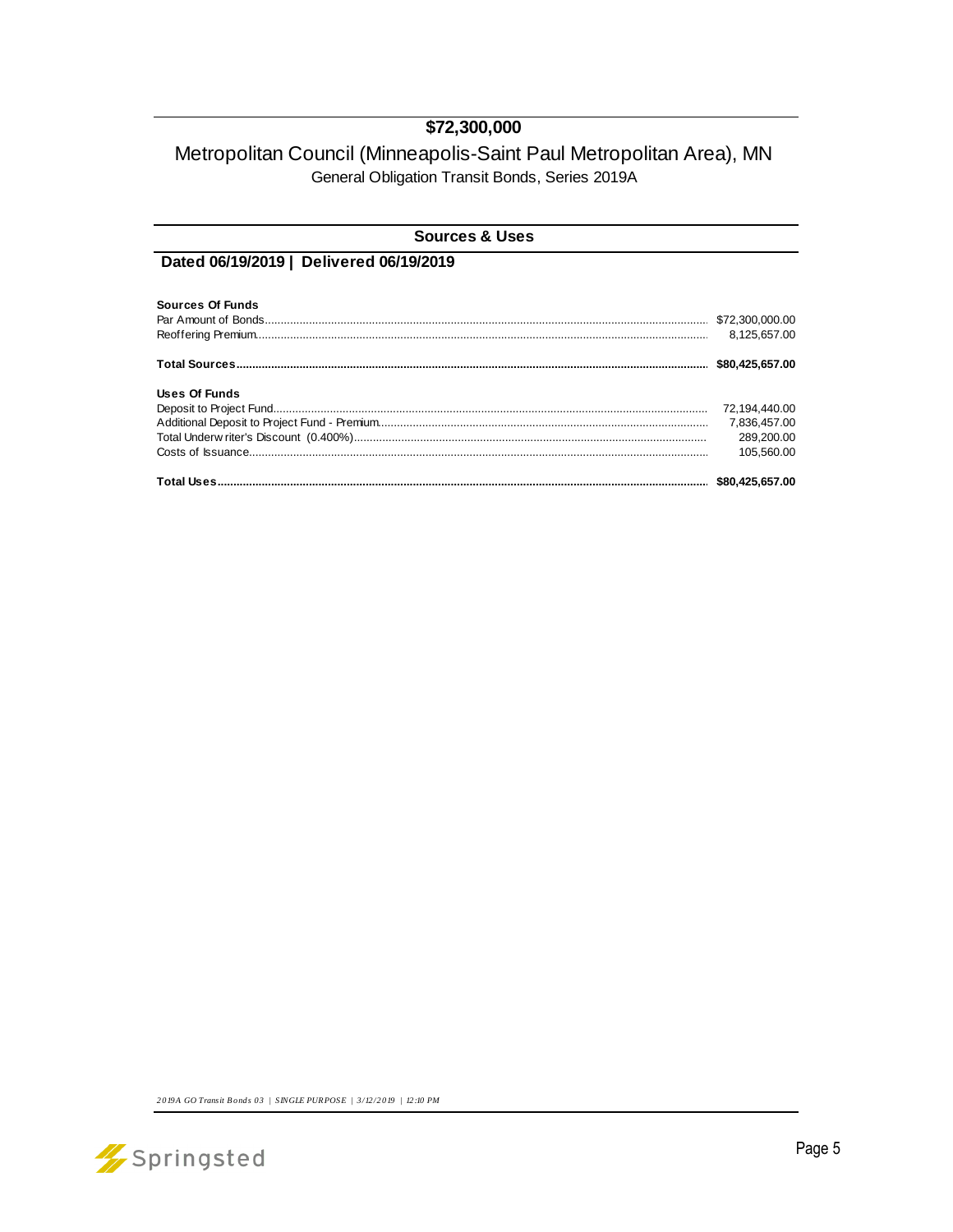# $72,300,000

## Metropolitan Council (Minneapolis-Saint Paul Metropolitan Area), MN

General Obligation Transit Bonds, Series 2019A

### Sources & Uses

**Dated 06/19/2019 | Delivered 06/19/2019**

| | |
|---|---|
| **Sources Of Funds** | |
| Par Amount of Bonds | $72,300,000.00 |
| Reoffering Premium | 8,125,657.00 |
| **Total Sources** | **$80,425,657.00** |
| **Uses Of Funds** | |
| Deposit to Project Fund | 72,194,440.00 |
| Additional Deposit to Project Fund - Premium | 7,836,457.00 |
| Total Underwriter's Discount (0.400%) | 289,200.00 |
| Costs of Issuance | 105,560.00 |
| **Total Uses** | **$80,425,657.00** |

*2019A GO Transit Bonds 03 | SINGLE PURPOSE | 3/12/2019 | 12:10 PM*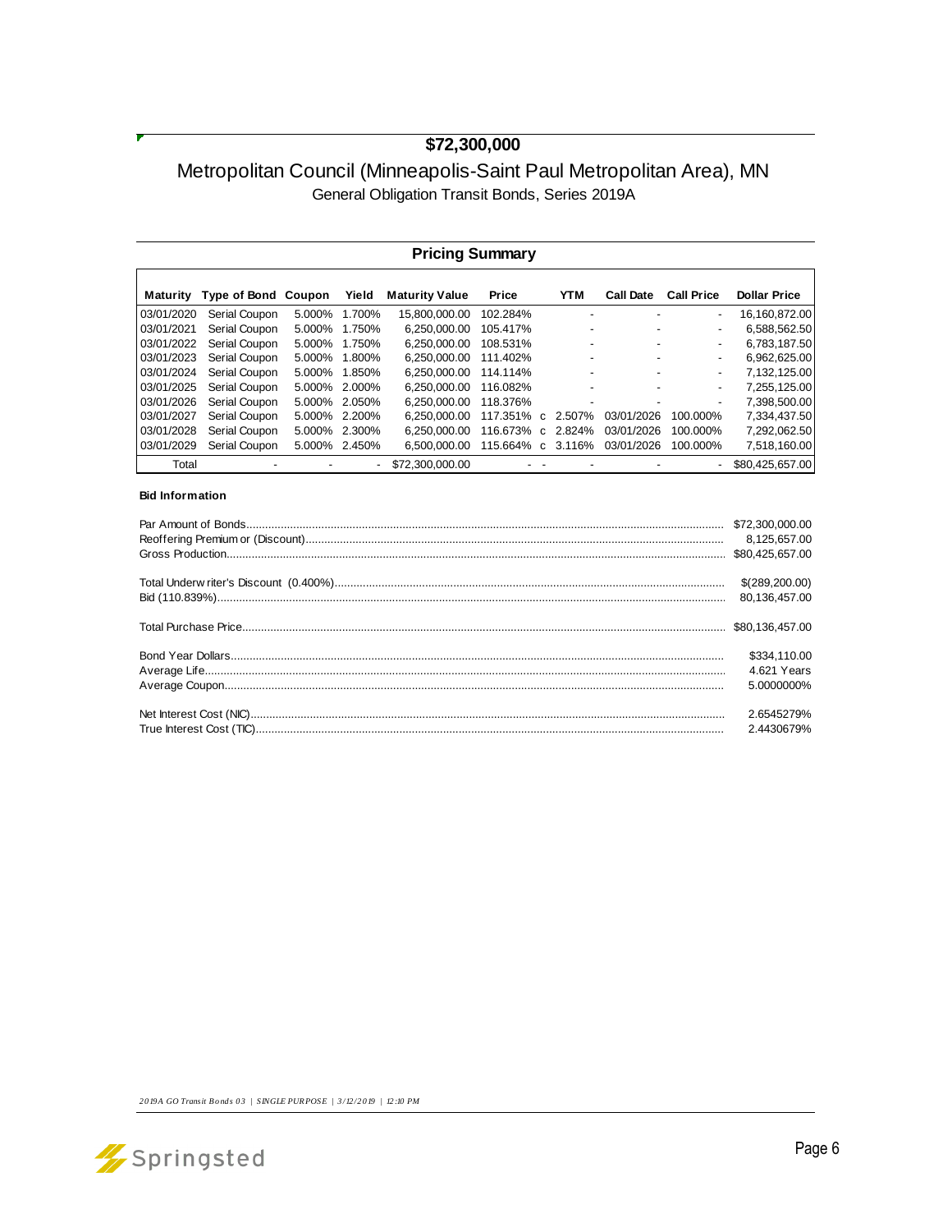# $72,300,000

## Metropolitan Council (Minneapolis-Saint Paul Metropolitan Area), MN

### General Obligation Transit Bonds, Series 2019A

### Pricing Summary

| Maturity | Type of Bond | Coupon | Yield | Maturity Value | Price | | YTM | Call Date | Call Price | Dollar Price |
|---|---|---|---|---|---|---|---|---|---|---|
| 03/01/2020 | Serial Coupon | 5.000% | 1.700% | 15,800,000.00 | 102.284% | | - | - | - | 16,160,872.00 |
| 03/01/2021 | Serial Coupon | 5.000% | 1.750% | 6,250,000.00 | 105.417% | | - | - | - | 6,588,562.50 |
| 03/01/2022 | Serial Coupon | 5.000% | 1.750% | 6,250,000.00 | 108.531% | | - | - | - | 6,783,187.50 |
| 03/01/2023 | Serial Coupon | 5.000% | 1.800% | 6,250,000.00 | 111.402% | | - | - | - | 6,962,625.00 |
| 03/01/2024 | Serial Coupon | 5.000% | 1.850% | 6,250,000.00 | 114.114% | | - | - | - | 7,132,125.00 |
| 03/01/2025 | Serial Coupon | 5.000% | 2.000% | 6,250,000.00 | 116.082% | | - | - | - | 7,255,125.00 |
| 03/01/2026 | Serial Coupon | 5.000% | 2.050% | 6,250,000.00 | 118.376% | | - | - | - | 7,398,500.00 |
| 03/01/2027 | Serial Coupon | 5.000% | 2.200% | 6,250,000.00 | 117.351% | c | 2.507% | 03/01/2026 | 100.000% | 7,334,437.50 |
| 03/01/2028 | Serial Coupon | 5.000% | 2.300% | 6,250,000.00 | 116.673% | c | 2.824% | 03/01/2026 | 100.000% | 7,292,062.50 |
| 03/01/2029 | Serial Coupon | 5.000% | 2.450% | 6,500,000.00 | 115.664% | c | 3.116% | 03/01/2026 | 100.000% | 7,518,160.00 |
| Total | - | - | - | $72,300,000.00 | - | - | - | - | - | $80,425,657.00 |

**Bid Information**

| | |
|---|---|
| Par Amount of Bonds | $72,300,000.00 |
| Reoffering Premium or (Discount) | 8,125,657.00 |
| Gross Production | $80,425,657.00 |
| | |
| Total Underwriter's Discount (0.400%) | $(289,200.00) |
| Bid (110.839%) | 80,136,457.00 |
| | |
| Total Purchase Price | $80,136,457.00 |
| | |
| Bond Year Dollars | $334,110.00 |
| Average Life | 4.621 Years |
| Average Coupon | 5.0000000% |
| | |
| Net Interest Cost (NIC) | 2.6545279% |
| True Interest Cost (TIC) | 2.4430679% |

*2019A GO Transit Bonds 03 | SINGLE PURPOSE | 3/12/2019 | 12:10 PM*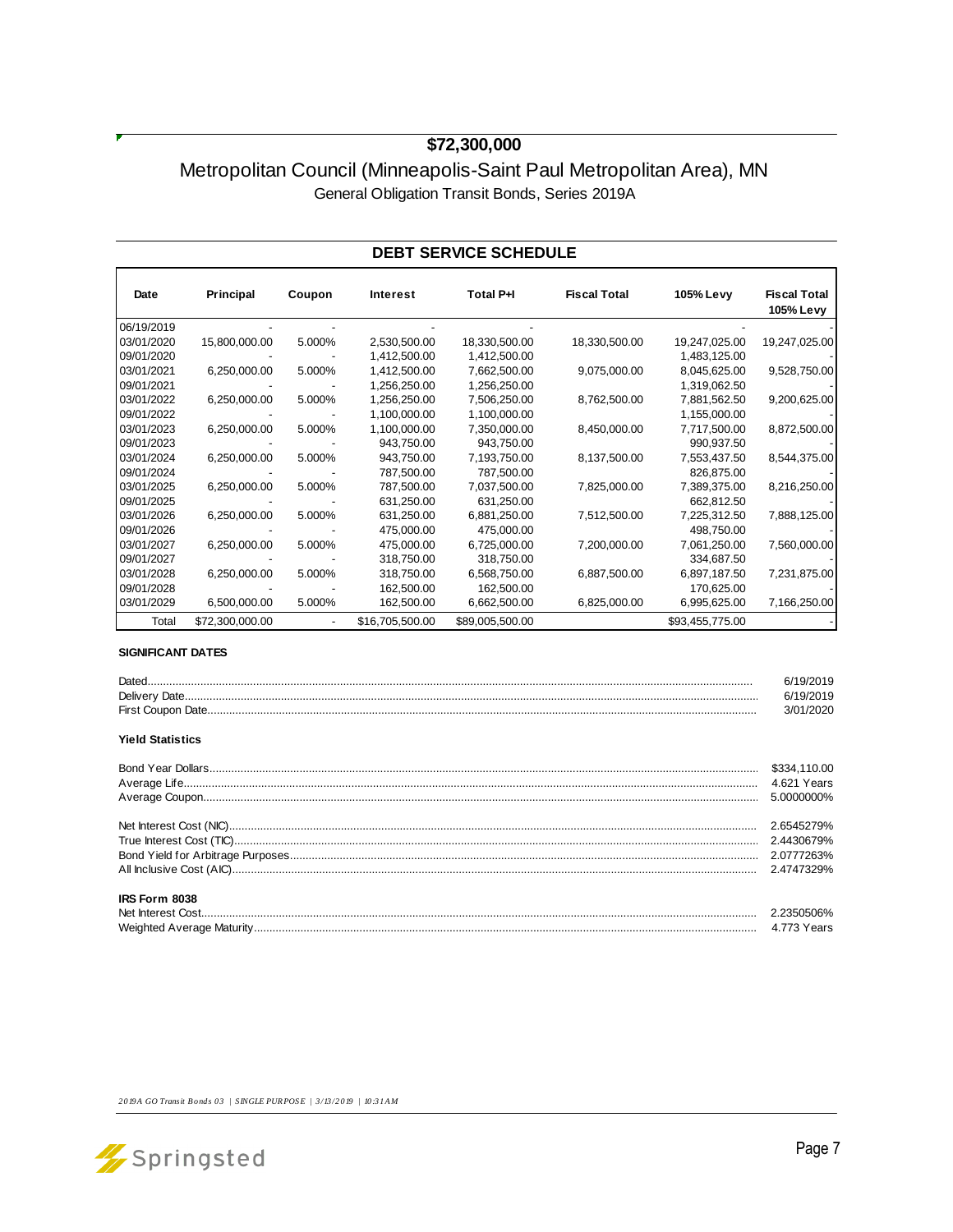# $72,300,000

## Metropolitan Council (Minneapolis-Saint Paul Metropolitan Area), MN

General Obligation Transit Bonds, Series 2019A

### DEBT SERVICE SCHEDULE

| Date | Principal | Coupon | Interest | Total P+I | Fiscal Total | 105% Levy | Fiscal Total 105% Levy |
|---|---|---|---|---|---|---|---|
| 06/19/2019 | - | - | - | - | | - | - |
| 03/01/2020 | 15,800,000.00 | 5.000% | 2,530,500.00 | 18,330,500.00 | 18,330,500.00 | 19,247,025.00 | 19,247,025.00 |
| 09/01/2020 | - | - | 1,412,500.00 | 1,412,500.00 | | 1,483,125.00 | - |
| 03/01/2021 | 6,250,000.00 | 5.000% | 1,412,500.00 | 7,662,500.00 | 9,075,000.00 | 8,045,625.00 | 9,528,750.00 |
| 09/01/2021 | - | - | 1,256,250.00 | 1,256,250.00 | | 1,319,062.50 | - |
| 03/01/2022 | 6,250,000.00 | 5.000% | 1,256,250.00 | 7,506,250.00 | 8,762,500.00 | 7,881,562.50 | 9,200,625.00 |
| 09/01/2022 | - | - | 1,100,000.00 | 1,100,000.00 | | 1,155,000.00 | - |
| 03/01/2023 | 6,250,000.00 | 5.000% | 1,100,000.00 | 7,350,000.00 | 8,450,000.00 | 7,717,500.00 | 8,872,500.00 |
| 09/01/2023 | - | - | 943,750.00 | 943,750.00 | | 990,937.50 | - |
| 03/01/2024 | 6,250,000.00 | 5.000% | 943,750.00 | 7,193,750.00 | 8,137,500.00 | 7,553,437.50 | 8,544,375.00 |
| 09/01/2024 | - | - | 787,500.00 | 787,500.00 | | 826,875.00 | - |
| 03/01/2025 | 6,250,000.00 | 5.000% | 787,500.00 | 7,037,500.00 | 7,825,000.00 | 7,389,375.00 | 8,216,250.00 |
| 09/01/2025 | - | - | 631,250.00 | 631,250.00 | | 662,812.50 | - |
| 03/01/2026 | 6,250,000.00 | 5.000% | 631,250.00 | 6,881,250.00 | 7,512,500.00 | 7,225,312.50 | 7,888,125.00 |
| 09/01/2026 | - | - | 475,000.00 | 475,000.00 | | 498,750.00 | - |
| 03/01/2027 | 6,250,000.00 | 5.000% | 475,000.00 | 6,725,000.00 | 7,200,000.00 | 7,061,250.00 | 7,560,000.00 |
| 09/01/2027 | - | - | 318,750.00 | 318,750.00 | | 334,687.50 | - |
| 03/01/2028 | 6,250,000.00 | 5.000% | 318,750.00 | 6,568,750.00 | 6,887,500.00 | 6,897,187.50 | 7,231,875.00 |
| 09/01/2028 | - | - | 162,500.00 | 162,500.00 | | 170,625.00 | - |
| 03/01/2029 | 6,500,000.00 | 5.000% | 162,500.00 | 6,662,500.00 | 6,825,000.00 | 6,995,625.00 | 7,166,250.00 |
| Total | $72,300,000.00 | - | $16,705,500.00 | $89,005,500.00 | | $93,455,775.00 | - |

**SIGNIFICANT DATES**

| | |
|---|---|
| Dated | 6/19/2019 |
| Delivery Date | 6/19/2019 |
| First Coupon Date | 3/01/2020 |

**Yield Statistics**

| | |
|---|---|
| Bond Year Dollars | $334,110.00 |
| Average Life | 4.621 Years |
| Average Coupon | 5.0000000% |
| Net Interest Cost (NIC) | 2.6545279% |
| True Interest Cost (TIC) | 2.4430679% |
| Bond Yield for Arbitrage Purposes | 2.0777263% |
| All Inclusive Cost (AIC) | 2.4747329% |

**IRS Form 8038**

| | |
|---|---|
| Net Interest Cost | 2.2350506% |
| Weighted Average Maturity | 4.773 Years |

*2019A GO Transit Bonds 03 | SINGLE PURPOSE | 3/13/2019 | 10:31 AM*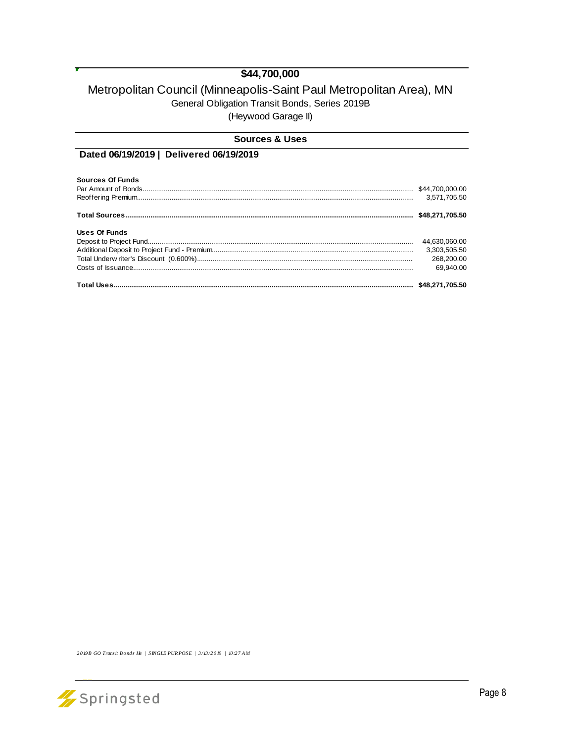# $44,700,000

## Metropolitan Council (Minneapolis-Saint Paul Metropolitan Area), MN

General Obligation Transit Bonds, Series 2019B

(Heywood Garage II)

### Sources & Uses

**Dated 06/19/2019 | Delivered 06/19/2019**

| | |
|---|---|
| **Sources Of Funds** | |
| Par Amount of Bonds | $44,700,000.00 |
| Reoffering Premium | 3,571,705.50 |
| **Total Sources** | **$48,271,705.50** |
| **Uses Of Funds** | |
| Deposit to Project Fund | 44,630,060.00 |
| Additional Deposit to Project Fund - Premium | 3,303,505.50 |
| Total Underwriter's Discount (0.600%) | 268,200.00 |
| Costs of Issuance | 69,940.00 |
| **Total Uses** | **$48,271,705.50** |

*2019B GO Transit Bonds He | SINGLE PURPOSE | 3/13/2019 | 10:27 AM*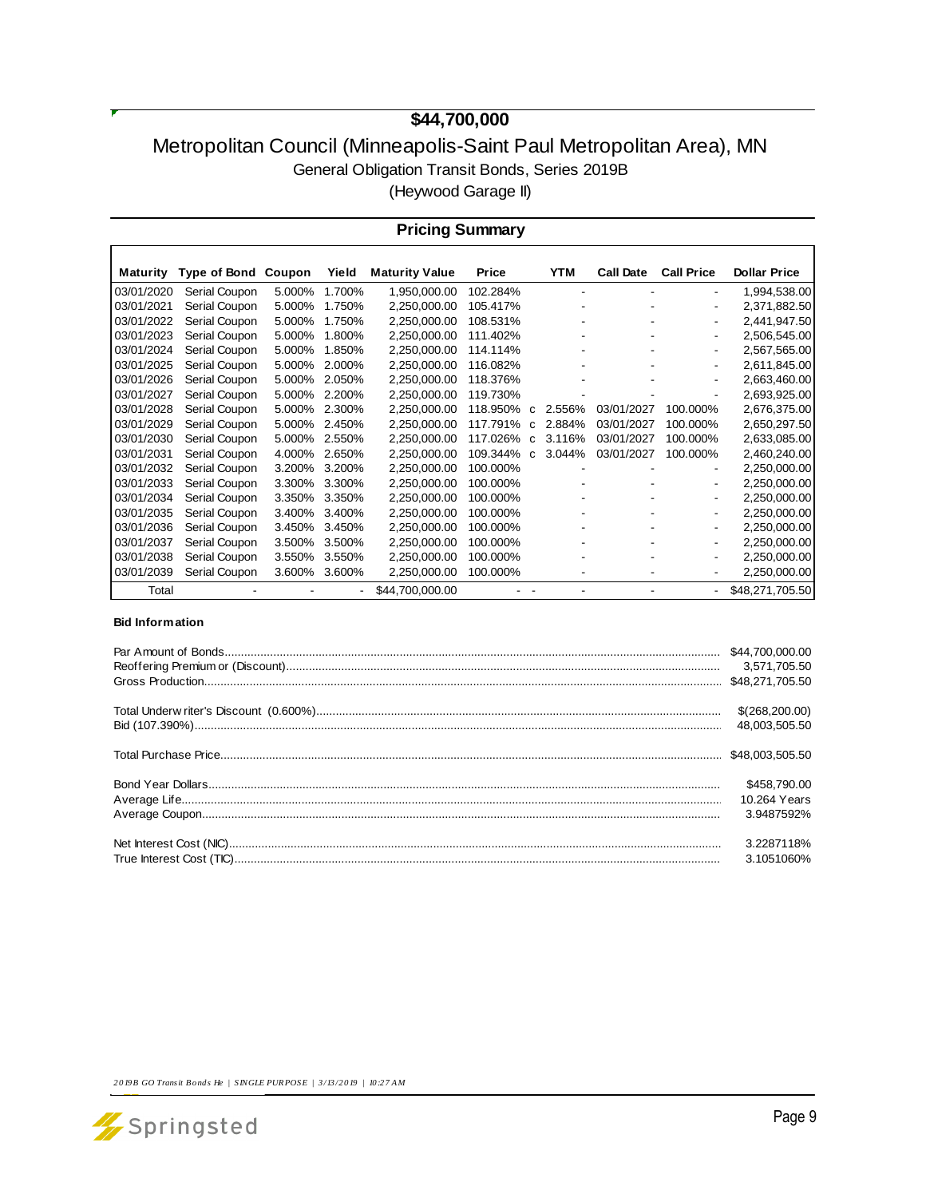# $44,700,000

## Metropolitan Council (Minneapolis-Saint Paul Metropolitan Area), MN

### General Obligation Transit Bonds, Series 2019B

### (Heywood Garage II)

## Pricing Summary

| Maturity | Type of Bond | Coupon | Yield | Maturity Value | Price | | YTM | Call Date | Call Price | Dollar Price |
|---|---|---|---|---|---|---|---|---|---|---|
| 03/01/2020 | Serial Coupon | 5.000% | 1.700% | 1,950,000.00 | 102.284% | | - | - | - | 1,994,538.00 |
| 03/01/2021 | Serial Coupon | 5.000% | 1.750% | 2,250,000.00 | 105.417% | | - | - | - | 2,371,882.50 |
| 03/01/2022 | Serial Coupon | 5.000% | 1.750% | 2,250,000.00 | 108.531% | | - | - | - | 2,441,947.50 |
| 03/01/2023 | Serial Coupon | 5.000% | 1.800% | 2,250,000.00 | 111.402% | | - | - | - | 2,506,545.00 |
| 03/01/2024 | Serial Coupon | 5.000% | 1.850% | 2,250,000.00 | 114.114% | | - | - | - | 2,567,565.00 |
| 03/01/2025 | Serial Coupon | 5.000% | 2.000% | 2,250,000.00 | 116.082% | | - | - | - | 2,611,845.00 |
| 03/01/2026 | Serial Coupon | 5.000% | 2.050% | 2,250,000.00 | 118.376% | | - | - | - | 2,663,460.00 |
| 03/01/2027 | Serial Coupon | 5.000% | 2.200% | 2,250,000.00 | 119.730% | | - | - | - | 2,693,925.00 |
| 03/01/2028 | Serial Coupon | 5.000% | 2.300% | 2,250,000.00 | 118.950% | c | 2.556% | 03/01/2027 | 100.000% | 2,676,375.00 |
| 03/01/2029 | Serial Coupon | 5.000% | 2.450% | 2,250,000.00 | 117.791% | c | 2.884% | 03/01/2027 | 100.000% | 2,650,297.50 |
| 03/01/2030 | Serial Coupon | 5.000% | 2.550% | 2,250,000.00 | 117.026% | c | 3.116% | 03/01/2027 | 100.000% | 2,633,085.00 |
| 03/01/2031 | Serial Coupon | 4.000% | 2.650% | 2,250,000.00 | 109.344% | c | 3.044% | 03/01/2027 | 100.000% | 2,460,240.00 |
| 03/01/2032 | Serial Coupon | 3.200% | 3.200% | 2,250,000.00 | 100.000% | | - | - | - | 2,250,000.00 |
| 03/01/2033 | Serial Coupon | 3.300% | 3.300% | 2,250,000.00 | 100.000% | | - | - | - | 2,250,000.00 |
| 03/01/2034 | Serial Coupon | 3.350% | 3.350% | 2,250,000.00 | 100.000% | | - | - | - | 2,250,000.00 |
| 03/01/2035 | Serial Coupon | 3.400% | 3.400% | 2,250,000.00 | 100.000% | | - | - | - | 2,250,000.00 |
| 03/01/2036 | Serial Coupon | 3.450% | 3.450% | 2,250,000.00 | 100.000% | | - | - | - | 2,250,000.00 |
| 03/01/2037 | Serial Coupon | 3.500% | 3.500% | 2,250,000.00 | 100.000% | | - | - | - | 2,250,000.00 |
| 03/01/2038 | Serial Coupon | 3.550% | 3.550% | 2,250,000.00 | 100.000% | | - | - | - | 2,250,000.00 |
| 03/01/2039 | Serial Coupon | 3.600% | 3.600% | 2,250,000.00 | 100.000% | | - | - | - | 2,250,000.00 |
| Total | - | - | - | $44,700,000.00 | - | - | - | - | - | $48,271,705.50 |

**Bid Information**

| | |
|---|---|
| Par Amount of Bonds | $44,700,000.00 |
| Reoffering Premium or (Discount) | 3,571,705.50 |
| Gross Production | $48,271,705.50 |
| | |
| Total Underwriter's Discount (0.600%) | $(268,200.00) |
| Bid (107.390%) | 48,003,505.50 |
| | |
| Total Purchase Price | $48,003,505.50 |
| | |
| Bond Year Dollars | $458,790.00 |
| Average Life | 10.264 Years |
| Average Coupon | 3.9487592% |
| | |
| Net Interest Cost (NIC) | 3.2287118% |
| True Interest Cost (TIC) | 3.1051060% |

*2019B GO Transit Bonds He | SINGLE PURPOSE | 3/13/2019 | 10:27 AM*

Springsted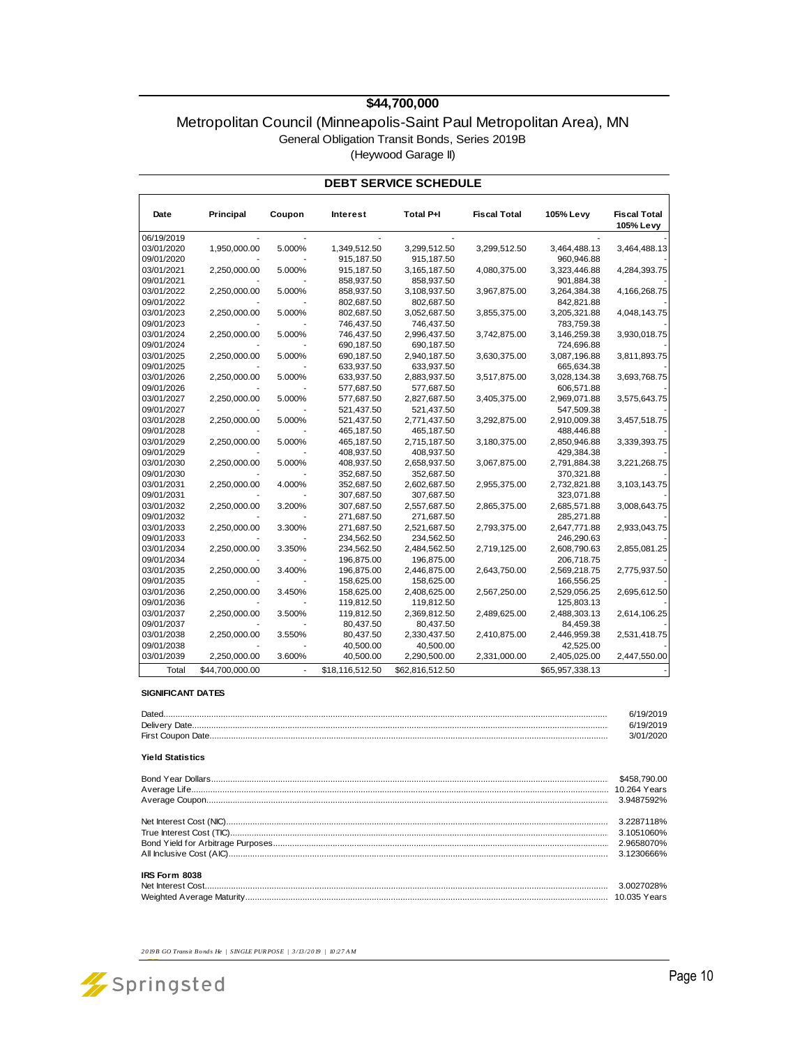# $44,700,000

## Metropolitan Council (Minneapolis-Saint Paul Metropolitan Area), MN

### General Obligation Transit Bonds, Series 2019B

### (Heywood Garage II)

### DEBT SERVICE SCHEDULE

| Date | Principal | Coupon | Interest | Total P+I | Fiscal Total | 105% Levy | Fiscal Total 105% Levy |
|---|---|---|---|---|---|---|---|
| 06/19/2019 | - | - | - | - | | - | - |
| 03/01/2020 | 1,950,000.00 | 5.000% | 1,349,512.50 | 3,299,512.50 | 3,299,512.50 | 3,464,488.13 | 3,464,488.13 |
| 09/01/2020 | - | - | 915,187.50 | 915,187.50 | | 960,946.88 | - |
| 03/01/2021 | 2,250,000.00 | 5.000% | 915,187.50 | 3,165,187.50 | 4,080,375.00 | 3,323,446.88 | 4,284,393.75 |
| 09/01/2021 | - | - | 858,937.50 | 858,937.50 | | 901,884.38 | - |
| 03/01/2022 | 2,250,000.00 | 5.000% | 858,937.50 | 3,108,937.50 | 3,967,875.00 | 3,264,384.38 | 4,166,268.75 |
| 09/01/2022 | - | - | 802,687.50 | 802,687.50 | | 842,821.88 | - |
| 03/01/2023 | 2,250,000.00 | 5.000% | 802,687.50 | 3,052,687.50 | 3,855,375.00 | 3,205,321.88 | 4,048,143.75 |
| 09/01/2023 | - | - | 746,437.50 | 746,437.50 | | 783,759.38 | - |
| 03/01/2024 | 2,250,000.00 | 5.000% | 746,437.50 | 2,996,437.50 | 3,742,875.00 | 3,146,259.38 | 3,930,018.75 |
| 09/01/2024 | - | - | 690,187.50 | 690,187.50 | | 724,696.88 | - |
| 03/01/2025 | 2,250,000.00 | 5.000% | 690,187.50 | 2,940,187.50 | 3,630,375.00 | 3,087,196.88 | 3,811,893.75 |
| 09/01/2025 | - | - | 633,937.50 | 633,937.50 | | 665,634.38 | - |
| 03/01/2026 | 2,250,000.00 | 5.000% | 633,937.50 | 2,883,937.50 | 3,517,875.00 | 3,028,134.38 | 3,693,768.75 |
| 09/01/2026 | - | - | 577,687.50 | 577,687.50 | | 606,571.88 | - |
| 03/01/2027 | 2,250,000.00 | 5.000% | 577,687.50 | 2,827,687.50 | 3,405,375.00 | 2,969,071.88 | 3,575,643.75 |
| 09/01/2027 | - | - | 521,437.50 | 521,437.50 | | 547,509.38 | - |
| 03/01/2028 | 2,250,000.00 | 5.000% | 521,437.50 | 2,771,437.50 | 3,292,875.00 | 2,910,009.38 | 3,457,518.75 |
| 09/01/2028 | - | - | 465,187.50 | 465,187.50 | | 488,446.88 | - |
| 03/01/2029 | 2,250,000.00 | 5.000% | 465,187.50 | 2,715,187.50 | 3,180,375.00 | 2,850,946.88 | 3,339,393.75 |
| 09/01/2029 | - | - | 408,937.50 | 408,937.50 | | 429,384.38 | - |
| 03/01/2030 | 2,250,000.00 | 5.000% | 408,937.50 | 2,658,937.50 | 3,067,875.00 | 2,791,884.38 | 3,221,268.75 |
| 09/01/2030 | - | - | 352,687.50 | 352,687.50 | | 370,321.88 | - |
| 03/01/2031 | 2,250,000.00 | 4.000% | 352,687.50 | 2,602,687.50 | 2,955,375.00 | 2,732,821.88 | 3,103,143.75 |
| 09/01/2031 | - | - | 307,687.50 | 307,687.50 | | 323,071.88 | - |
| 03/01/2032 | 2,250,000.00 | 3.200% | 307,687.50 | 2,557,687.50 | 2,865,375.00 | 2,685,571.88 | 3,008,643.75 |
| 09/01/2032 | - | - | 271,687.50 | 271,687.50 | | 285,271.88 | - |
| 03/01/2033 | 2,250,000.00 | 3.300% | 271,687.50 | 2,521,687.50 | 2,793,375.00 | 2,647,771.88 | 2,933,043.75 |
| 09/01/2033 | - | - | 234,562.50 | 234,562.50 | | 246,290.63 | - |
| 03/01/2034 | 2,250,000.00 | 3.350% | 234,562.50 | 2,484,562.50 | 2,719,125.00 | 2,608,790.63 | 2,855,081.25 |
| 09/01/2034 | - | - | 196,875.00 | 196,875.00 | | 206,718.75 | - |
| 03/01/2035 | 2,250,000.00 | 3.400% | 196,875.00 | 2,446,875.00 | 2,643,750.00 | 2,569,218.75 | 2,775,937.50 |
| 09/01/2035 | - | - | 158,625.00 | 158,625.00 | | 166,556.25 | - |
| 03/01/2036 | 2,250,000.00 | 3.450% | 158,625.00 | 2,408,625.00 | 2,567,250.00 | 2,529,056.25 | 2,695,612.50 |
| 09/01/2036 | - | - | 119,812.50 | 119,812.50 | | 125,803.13 | - |
| 03/01/2037 | 2,250,000.00 | 3.500% | 119,812.50 | 2,369,812.50 | 2,489,625.00 | 2,488,303.13 | 2,614,106.25 |
| 09/01/2037 | - | - | 80,437.50 | 80,437.50 | | 84,459.38 | - |
| 03/01/2038 | 2,250,000.00 | 3.550% | 80,437.50 | 2,330,437.50 | 2,410,875.00 | 2,446,959.38 | 2,531,418.75 |
| 09/01/2038 | - | - | 40,500.00 | 40,500.00 | | 42,525.00 | - |
| 03/01/2039 | 2,250,000.00 | 3.600% | 40,500.00 | 2,290,500.00 | 2,331,000.00 | 2,405,025.00 | 2,447,550.00 |
| Total | $44,700,000.00 | - | $18,116,512.50 | $62,816,512.50 | | $65,957,338.13 | - |

**SIGNIFICANT DATES**

| | |
|---|---|
| Dated | 6/19/2019 |
| Delivery Date | 6/19/2019 |
| First Coupon Date | 3/01/2020 |

**Yield Statistics**

| | |
|---|---|
| Bond Year Dollars | $458,790.00 |
| Average Life | 10.264 Years |
| Average Coupon | 3.9487592% |
| Net Interest Cost (NIC) | 3.2287118% |
| True Interest Cost (TIC) | 3.1051060% |
| Bond Yield for Arbitrage Purposes | 2.9658070% |
| All Inclusive Cost (AIC) | 3.1230666% |

**IRS Form 8038**

| | |
|---|---|
| Net Interest Cost | 3.0027028% |
| Weighted Average Maturity | 10.035 Years |

*2019B GO Transit Bonds He | SINGLE PURPOSE | 3/13/2019 | 10:27 AM*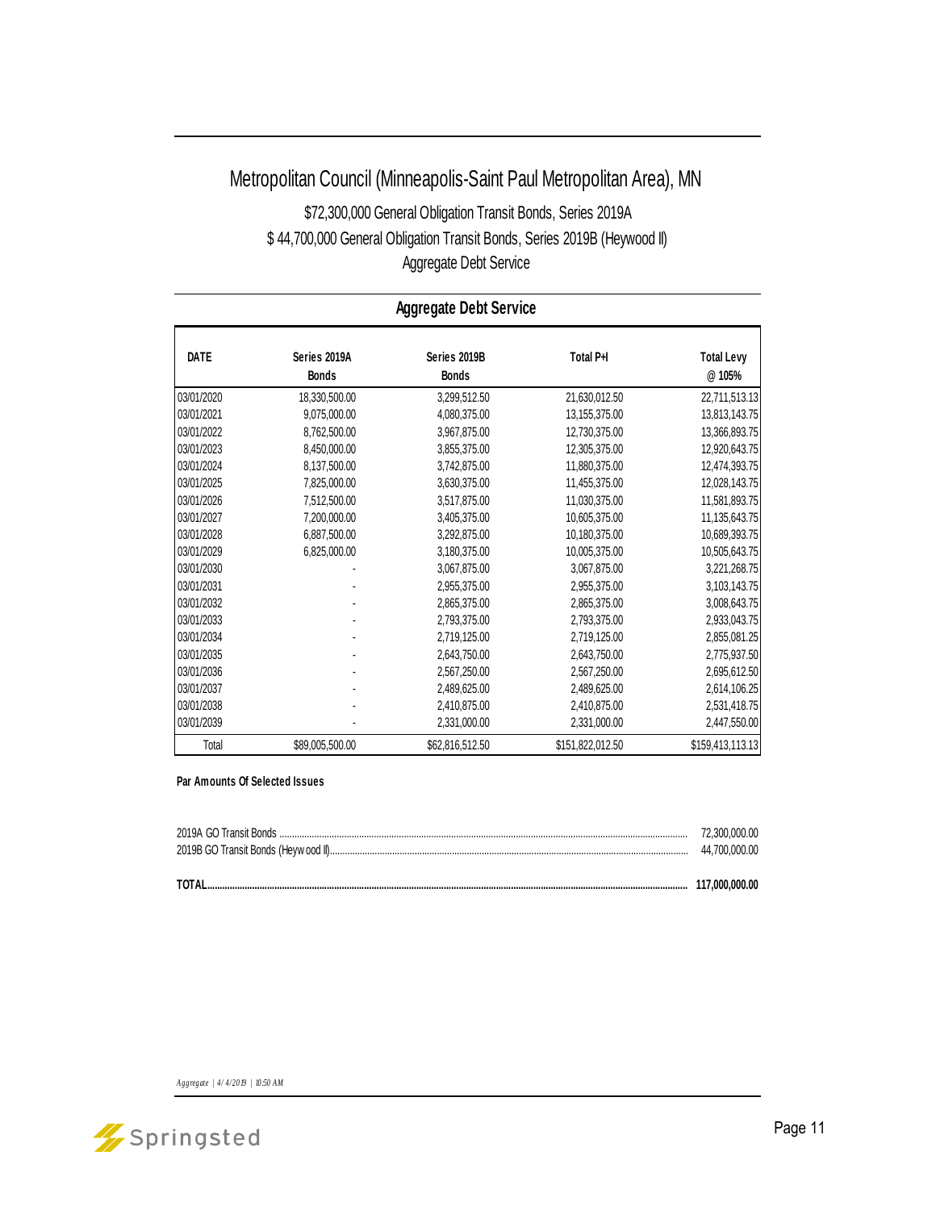# Metropolitan Council (Minneapolis-Saint Paul Metropolitan Area), MN

$72,300,000 General Obligation Transit Bonds, Series 2019A

$ 44,700,000 General Obligation Transit Bonds, Series 2019B (Heywood II)

Aggregate Debt Service

## Aggregate Debt Service

| DATE | Series 2019A Bonds | Series 2019B Bonds | Total P+I | Total Levy @ 105% |
|---|---|---|---|---|
| 03/01/2020 | 18,330,500.00 | 3,299,512.50 | 21,630,012.50 | 22,711,513.13 |
| 03/01/2021 | 9,075,000.00 | 4,080,375.00 | 13,155,375.00 | 13,813,143.75 |
| 03/01/2022 | 8,762,500.00 | 3,967,875.00 | 12,730,375.00 | 13,366,893.75 |
| 03/01/2023 | 8,450,000.00 | 3,855,375.00 | 12,305,375.00 | 12,920,643.75 |
| 03/01/2024 | 8,137,500.00 | 3,742,875.00 | 11,880,375.00 | 12,474,393.75 |
| 03/01/2025 | 7,825,000.00 | 3,630,375.00 | 11,455,375.00 | 12,028,143.75 |
| 03/01/2026 | 7,512,500.00 | 3,517,875.00 | 11,030,375.00 | 11,581,893.75 |
| 03/01/2027 | 7,200,000.00 | 3,405,375.00 | 10,605,375.00 | 11,135,643.75 |
| 03/01/2028 | 6,887,500.00 | 3,292,875.00 | 10,180,375.00 | 10,689,393.75 |
| 03/01/2029 | 6,825,000.00 | 3,180,375.00 | 10,005,375.00 | 10,505,643.75 |
| 03/01/2030 | - | 3,067,875.00 | 3,067,875.00 | 3,221,268.75 |
| 03/01/2031 | - | 2,955,375.00 | 2,955,375.00 | 3,103,143.75 |
| 03/01/2032 | - | 2,865,375.00 | 2,865,375.00 | 3,008,643.75 |
| 03/01/2033 | - | 2,793,375.00 | 2,793,375.00 | 2,933,043.75 |
| 03/01/2034 | - | 2,719,125.00 | 2,719,125.00 | 2,855,081.25 |
| 03/01/2035 | - | 2,643,750.00 | 2,643,750.00 | 2,775,937.50 |
| 03/01/2036 | - | 2,567,250.00 | 2,567,250.00 | 2,695,612.50 |
| 03/01/2037 | - | 2,489,625.00 | 2,489,625.00 | 2,614,106.25 |
| 03/01/2038 | - | 2,410,875.00 | 2,410,875.00 | 2,531,418.75 |
| 03/01/2039 | - | 2,331,000.00 | 2,331,000.00 | 2,447,550.00 |
| Total | $89,005,500.00 | $62,816,512.50 | $151,822,012.50 | $159,413,113.13 |

**Par Amounts Of Selected Issues**

| | |
|---|---|
| 2019A GO Transit Bonds | 72,300,000.00 |
| 2019B GO Transit Bonds (Heywood II) | 44,700,000.00 |
| **TOTAL** | **117,000,000.00** |

*Aggregate | 4/4/2019 | 10:50 AM*